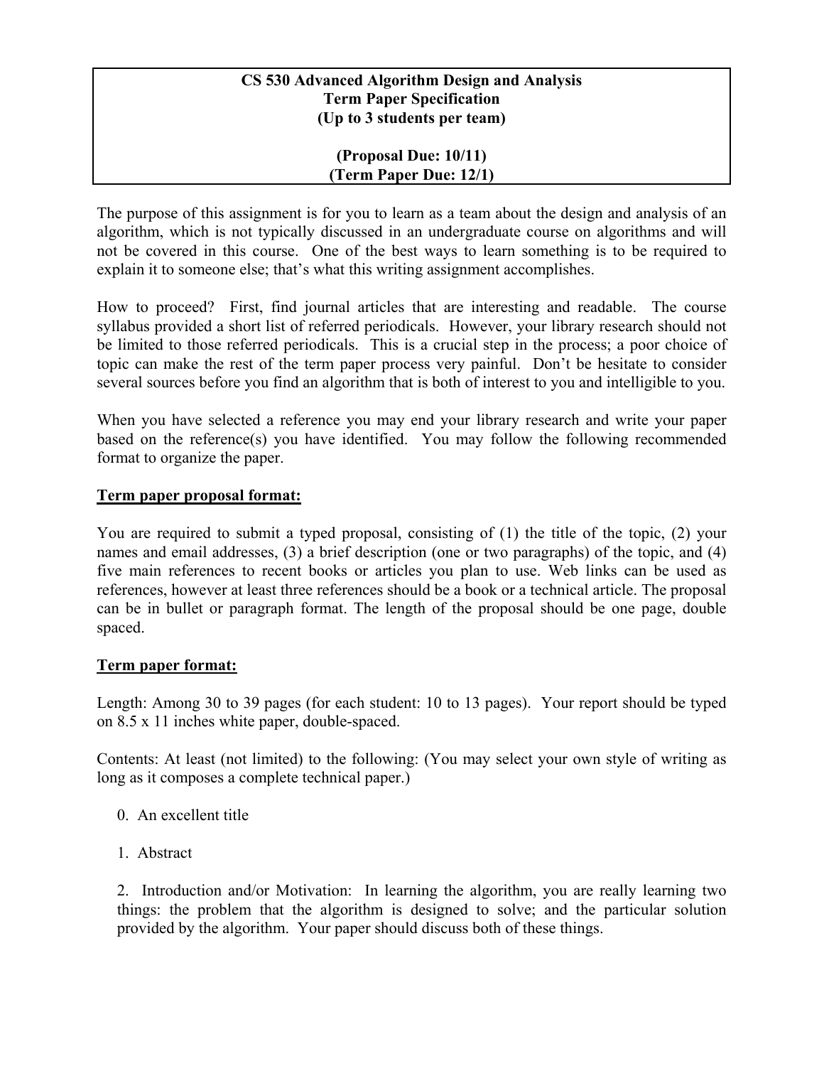**CS 530 Advanced Algorithm Design and Analysis**
**Term Paper Specification**
**(Up to 3 students per team)**

**(Proposal Due: 10/11)**
**(Term Paper Due: 12/1)**

The purpose of this assignment is for you to learn as a team about the design and analysis of an algorithm, which is not typically discussed in an undergraduate course on algorithms and will not be covered in this course. One of the best ways to learn something is to be required to explain it to someone else; that's what this writing assignment accomplishes.

How to proceed? First, find journal articles that are interesting and readable. The course syllabus provided a short list of referred periodicals. However, your library research should not be limited to those referred periodicals. This is a crucial step in the process; a poor choice of topic can make the rest of the term paper process very painful. Don't be hesitate to consider several sources before you find an algorithm that is both of interest to you and intelligible to you.

When you have selected a reference you may end your library research and write your paper based on the reference(s) you have identified. You may follow the following recommended format to organize the paper.

## Term paper proposal format:

You are required to submit a typed proposal, consisting of (1) the title of the topic, (2) your names and email addresses, (3) a brief description (one or two paragraphs) of the topic, and (4) five main references to recent books or articles you plan to use. Web links can be used as references, however at least three references should be a book or a technical article. The proposal can be in bullet or paragraph format. The length of the proposal should be one page, double spaced.

## Term paper format:

Length: Among 30 to 39 pages (for each student: 10 to 13 pages). Your report should be typed on 8.5 x 11 inches white paper, double-spaced.

Contents: At least (not limited) to the following: (You may select your own style of writing as long as it composes a complete technical paper.)

0. An excellent title

1. Abstract

2. Introduction and/or Motivation: In learning the algorithm, you are really learning two things: the problem that the algorithm is designed to solve; and the particular solution provided by the algorithm. Your paper should discuss both of these things.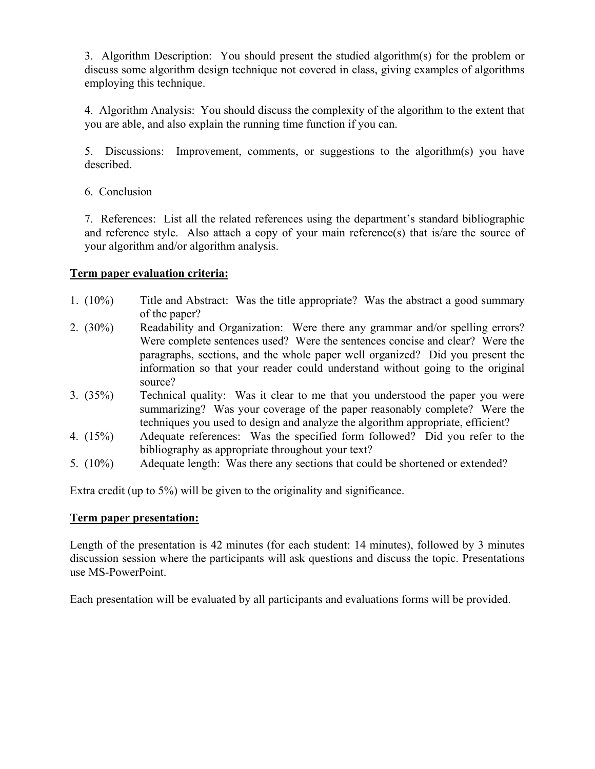3. Algorithm Description: You should present the studied algorithm(s) for the problem or discuss some algorithm design technique not covered in class, giving examples of algorithms employing this technique.

4. Algorithm Analysis: You should discuss the complexity of the algorithm to the extent that you are able, and also explain the running time function if you can.

5. Discussions: Improvement, comments, or suggestions to the algorithm(s) you have described.

6. Conclusion

7. References: List all the related references using the department's standard bibliographic and reference style. Also attach a copy of your main reference(s) that is/are the source of your algorithm and/or algorithm analysis.

**<u>Term paper evaluation criteria:</u>**

1. (10%) Title and Abstract: Was the title appropriate? Was the abstract a good summary of the paper?
2. (30%) Readability and Organization: Were there any grammar and/or spelling errors? Were complete sentences used? Were the sentences concise and clear? Were the paragraphs, sections, and the whole paper well organized? Did you present the information so that your reader could understand without going to the original source?
3. (35%) Technical quality: Was it clear to me that you understood the paper you were summarizing? Was your coverage of the paper reasonably complete? Were the techniques you used to design and analyze the algorithm appropriate, efficient?
4. (15%) Adequate references: Was the specified form followed? Did you refer to the bibliography as appropriate throughout your text?
5. (10%) Adequate length: Was there any sections that could be shortened or extended?

Extra credit (up to 5%) will be given to the originality and significance.

**<u>Term paper presentation:</u>**

Length of the presentation is 42 minutes (for each student: 14 minutes), followed by 3 minutes discussion session where the participants will ask questions and discuss the topic. Presentations use MS-PowerPoint.

Each presentation will be evaluated by all participants and evaluations forms will be provided.